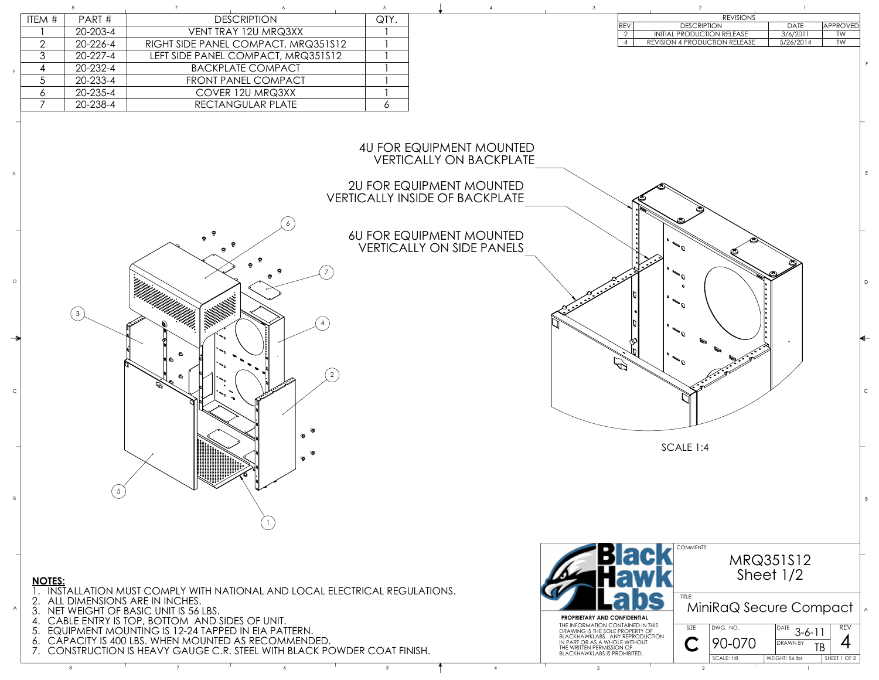| ITEM # | PART # | DESCRIPTION | QTY. |
|---|---|---|---|
| 1 | 20-203-4 | VENT TRAY 12U MRQ3XX | 1 |
| 2 | 20-226-4 | RIGHT SIDE PANEL COMPACT, MRQ351S12 | 1 |
| 3 | 20-227-4 | LEFT SIDE PANEL COMPACT, MRQ351S12 | 1 |
| 4 | 20-232-4 | BACKPLATE COMPACT | 1 |
| 5 | 20-233-4 | FRONT PANEL COMPACT | 1 |
| 6 | 20-235-4 | COVER 12U MRQ3XX | 1 |
| 7 | 20-238-4 | RECTANGULAR PLATE | 6 |

| REVISIONS | | | |
|---|---|---|---|
| REV. | DESCRIPTION | DATE | APPROVED |
| 2 | INITIAL PRODUCTION RELEASE | 3/6/2011 | TW |
| 4 | REVISION 4 PRODUCTION RELEASE | 5/26/2014 | TW |

4U FOR EQUIPMENT MOUNTED VERTICALLY ON BACKPLATE

2U FOR EQUIPMENT MOUNTED VERTICALLY INSIDE OF BACKPLATE

6U FOR EQUIPMENT MOUNTED VERTICALLY ON SIDE PANELS

SCALE 1:4

**NOTES:**

1. INSTALLATION MUST COMPLY WITH NATIONAL AND LOCAL ELECTRICAL REGULATIONS.
2. ALL DIMENSIONS ARE IN INCHES.
3. NET WEIGHT OF BASIC UNIT IS 56 LBS.
4. CABLE ENTRY IS TOP, BOTTOM AND SIDES OF UNIT.
5. EQUIPMENT MOUNTING IS 12-24 TAPPED IN EIA PATTERN.
6. CAPACITY IS 400 LBS. WHEN MOUNTED AS RECOMMENDED.
7. CONSTRUCTION IS HEAVY GAUGE C.R. STEEL WITH BLACK POWDER COAT FINISH.

Black Hawk Labs

**PROPRIETARY AND CONFIDENTIAL**

THE INFORMATION CONTAINED IN THIS DRAWING IS THE SOLE PROPERTY OF BLACKHAWKLABS. ANY REPRODUCTION IN PART OR AS A WHOLE WITHOUT THE WRITTEN PERMISSION OF BLACKHAWKLABS IS PROHIBITED.

COMMENTS: MRQ351S12 Sheet 1/2

TITLE: MiniRaQ Secure Compact

| SIZE | DWG. NO. | DATE | REV |
|---|---|---|---|
| C | 90-070 | 3-6-11 | 4 |
| | SCALE: 1:8 | DRAWN BY: TB / WEIGHT: 56 lbs | SHEET 1 OF 2 |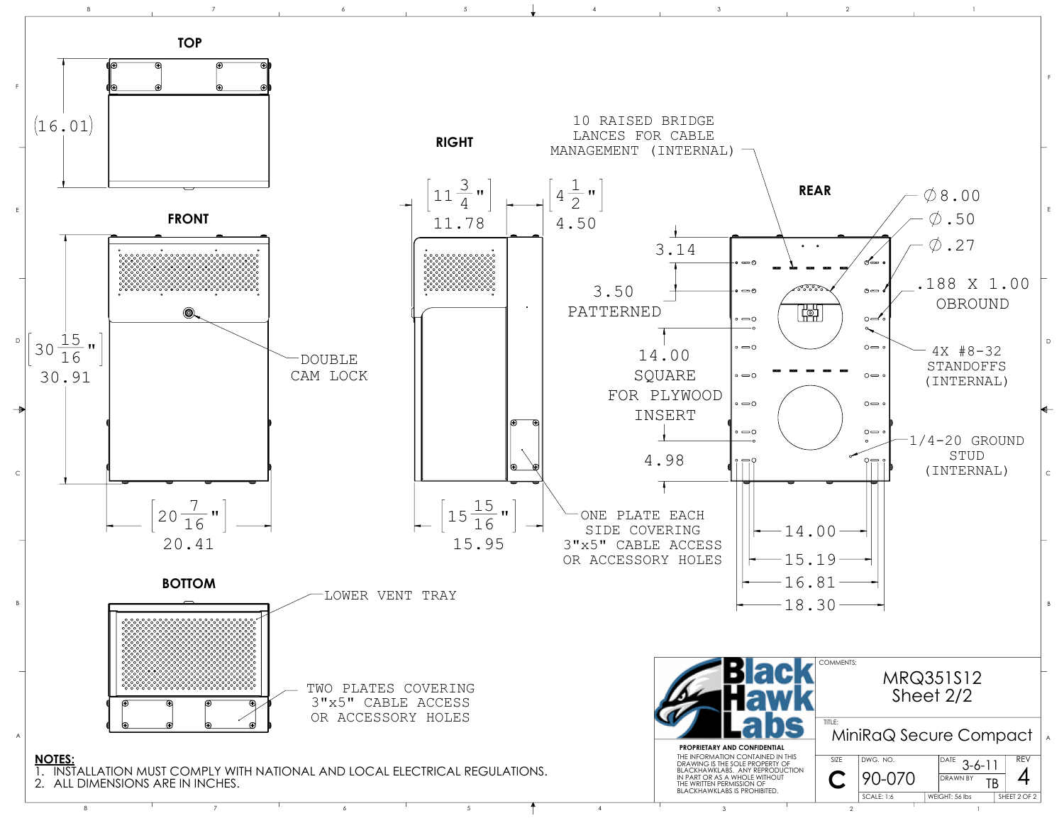**TOP**

(16.01)

**FRONT**

[30 15/16"]
30.91

DOUBLE CAM LOCK

[20 7/16"]
20.41

**RIGHT**

[11 3/4"]
11.78

[4 1/2"]
4.50

[15 15/16"]
15.95

ONE PLATE EACH SIDE COVERING 3"x5" CABLE ACCESS OR ACCESSORY HOLES

**REAR**

10 RAISED BRIDGE LANCES FOR CABLE MANAGEMENT (INTERNAL)

3.14

3.50 PATTERNED

14.00 SQUARE FOR PLYWOOD INSERT

4.98

∅8.00

∅.50

∅.27

.188 X 1.00 OBROUND

4X #8-32 STANDOFFS (INTERNAL)

1/4-20 GROUND STUD (INTERNAL)

14.00

15.19

16.81

18.30

**BOTTOM**

LOWER VENT TRAY

TWO PLATES COVERING 3"x5" CABLE ACCESS OR ACCESSORY HOLES

**NOTES:**

1. INSTALLATION MUST COMPLY WITH NATIONAL AND LOCAL ELECTRICAL REGULATIONS.
2. ALL DIMENSIONS ARE IN INCHES.

Black Hawk Labs

PROPRIETARY AND CONFIDENTIAL

THE INFORMATION CONTAINED IN THIS DRAWING IS THE SOLE PROPERTY OF BLACKHAWKLABS. ANY REPRODUCTION IN PART OR AS A WHOLE WITHOUT THE WRITTEN PERMISSION OF BLACKHAWKLABS IS PROHIBITED.

COMMENTS: MRQ351S12 Sheet 2/2

TITLE: MiniRaQ Secure Compact

| SIZE | DWG. NO. | DATE | REV |
|---|---|---|---|
| C | 90-070 | 3-6-11 | 4 |
| | | DRAWN BY: TB | |
| | SCALE: 1:6 | WEIGHT: 56 lbs | SHEET 2 OF 2 |